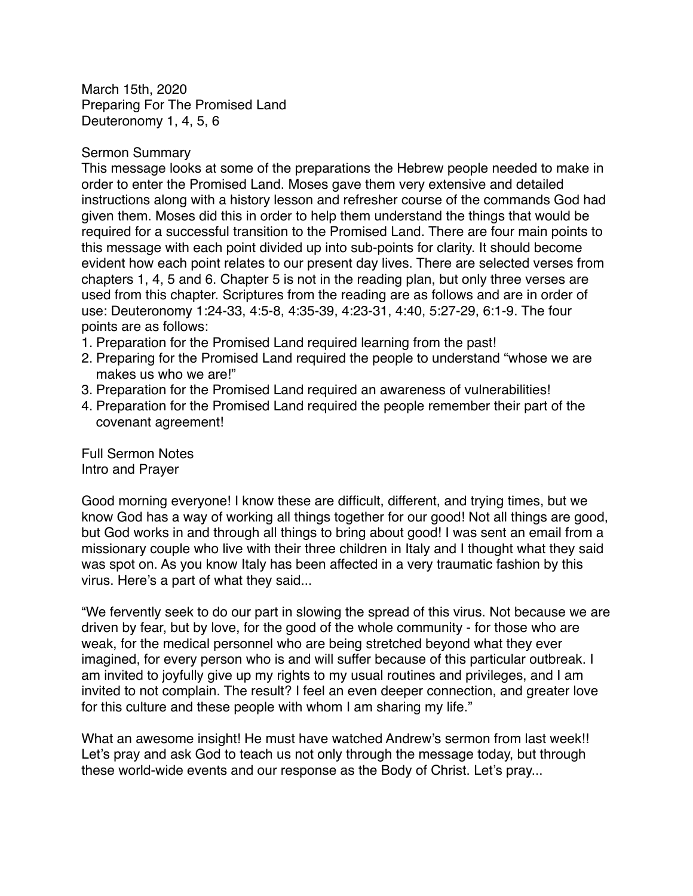March 15th, 2020
Preparing For The Promised Land
Deuteronomy 1, 4, 5, 6

## Sermon Summary

This message looks at some of the preparations the Hebrew people needed to make in order to enter the Promised Land. Moses gave them very extensive and detailed instructions along with a history lesson and refresher course of the commands God had given them. Moses did this in order to help them understand the things that would be required for a successful transition to the Promised Land. There are four main points to this message with each point divided up into sub-points for clarity. It should become evident how each point relates to our present day lives. There are selected verses from chapters 1, 4, 5 and 6. Chapter 5 is not in the reading plan, but only three verses are used from this chapter. Scriptures from the reading are as follows and are in order of use: Deuteronomy 1:24-33, 4:5-8, 4:35-39, 4:23-31, 4:40, 5:27-29, 6:1-9. The four points are as follows:

1. Preparation for the Promised Land required learning from the past!
2. Preparing for the Promised Land required the people to understand "whose we are makes us who we are!"
3. Preparation for the Promised Land required an awareness of vulnerabilities!
4. Preparation for the Promised Land required the people remember their part of the covenant agreement!

## Full Sermon Notes

### Intro and Prayer

Good morning everyone! I know these are difficult, different, and trying times, but we know God has a way of working all things together for our good! Not all things are good, but God works in and through all things to bring about good! I was sent an email from a missionary couple who live with their three children in Italy and I thought what they said was spot on. As you know Italy has been affected in a very traumatic fashion by this virus. Here's a part of what they said...

"We fervently seek to do our part in slowing the spread of this virus. Not because we are driven by fear, but by love, for the good of the whole community - for those who are weak, for the medical personnel who are being stretched beyond what they ever imagined, for every person who is and will suffer because of this particular outbreak. I am invited to joyfully give up my rights to my usual routines and privileges, and I am invited to not complain. The result? I feel an even deeper connection, and greater love for this culture and these people with whom I am sharing my life."

What an awesome insight! He must have watched Andrew's sermon from last week!! Let's pray and ask God to teach us not only through the message today, but through these world-wide events and our response as the Body of Christ. Let's pray...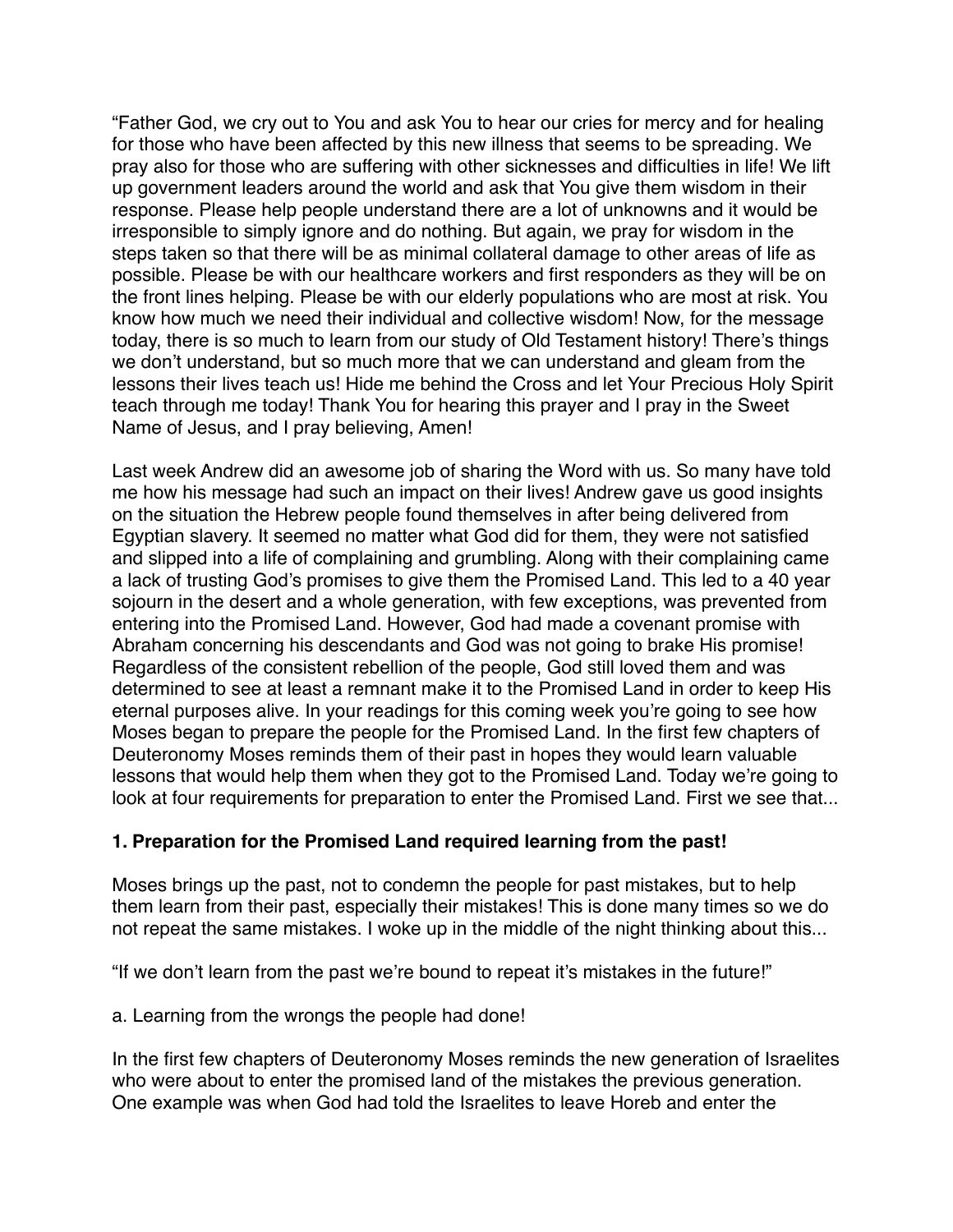"Father God, we cry out to You and ask You to hear our cries for mercy and for healing for those who have been affected by this new illness that seems to be spreading. We pray also for those who are suffering with other sicknesses and difficulties in life! We lift up government leaders around the world and ask that You give them wisdom in their response. Please help people understand there are a lot of unknowns and it would be irresponsible to simply ignore and do nothing. But again, we pray for wisdom in the steps taken so that there will be as minimal collateral damage to other areas of life as possible. Please be with our healthcare workers and first responders as they will be on the front lines helping. Please be with our elderly populations who are most at risk. You know how much we need their individual and collective wisdom! Now, for the message today, there is so much to learn from our study of Old Testament history! There's things we don't understand, but so much more that we can understand and gleam from the lessons their lives teach us! Hide me behind the Cross and let Your Precious Holy Spirit teach through me today! Thank You for hearing this prayer and I pray in the Sweet Name of Jesus, and I pray believing, Amen!

Last week Andrew did an awesome job of sharing the Word with us. So many have told me how his message had such an impact on their lives! Andrew gave us good insights on the situation the Hebrew people found themselves in after being delivered from Egyptian slavery. It seemed no matter what God did for them, they were not satisfied and slipped into a life of complaining and grumbling. Along with their complaining came a lack of trusting God's promises to give them the Promised Land. This led to a 40 year sojourn in the desert and a whole generation, with few exceptions, was prevented from entering into the Promised Land. However, God had made a covenant promise with Abraham concerning his descendants and God was not going to brake His promise! Regardless of the consistent rebellion of the people, God still loved them and was determined to see at least a remnant make it to the Promised Land in order to keep His eternal purposes alive. In your readings for this coming week you're going to see how Moses began to prepare the people for the Promised Land. In the first few chapters of Deuteronomy Moses reminds them of their past in hopes they would learn valuable lessons that would help them when they got to the Promised Land. Today we're going to look at four requirements for preparation to enter the Promised Land. First we see that...

**1. Preparation for the Promised Land required learning from the past!**

Moses brings up the past, not to condemn the people for past mistakes, but to help them learn from their past, especially their mistakes! This is done many times so we do not repeat the same mistakes. I woke up in the middle of the night thinking about this...

"If we don't learn from the past we're bound to repeat it's mistakes in the future!"

a. Learning from the wrongs the people had done!

In the first few chapters of Deuteronomy Moses reminds the new generation of Israelites who were about to enter the promised land of the mistakes the previous generation. One example was when God had told the Israelites to leave Horeb and enter the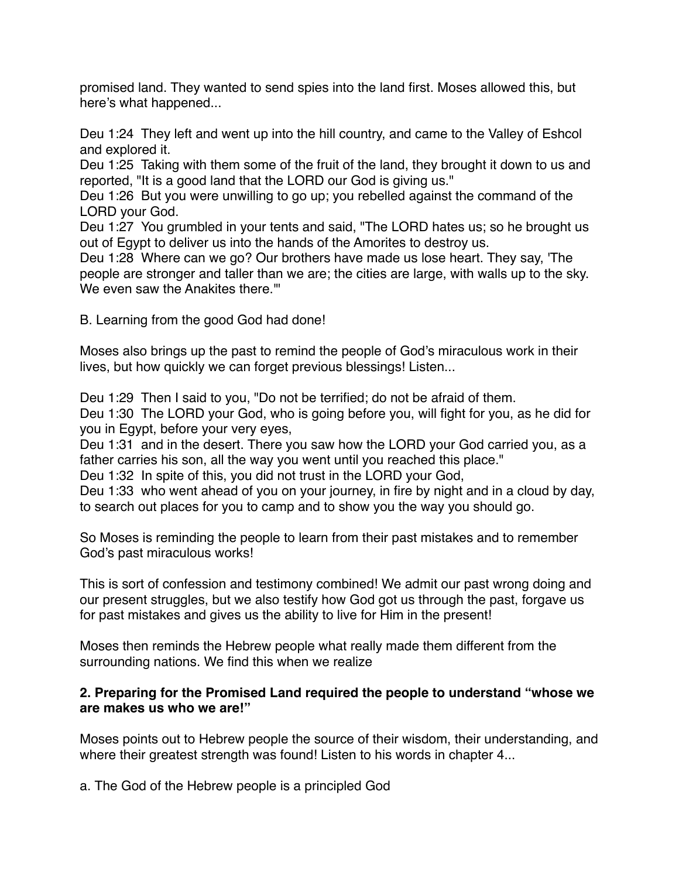promised land. They wanted to send spies into the land first. Moses allowed this, but here's what happened...

Deu 1:24  They left and went up into the hill country, and came to the Valley of Eshcol and explored it.
Deu 1:25  Taking with them some of the fruit of the land, they brought it down to us and reported, "It is a good land that the LORD our God is giving us."
Deu 1:26  But you were unwilling to go up; you rebelled against the command of the LORD your God.
Deu 1:27  You grumbled in your tents and said, "The LORD hates us; so he brought us out of Egypt to deliver us into the hands of the Amorites to destroy us.
Deu 1:28  Where can we go? Our brothers have made us lose heart. They say, 'The people are stronger and taller than we are; the cities are large, with walls up to the sky. We even saw the Anakites there.'"

B. Learning from the good God had done!

Moses also brings up the past to remind the people of God's miraculous work in their lives, but how quickly we can forget previous blessings! Listen...

Deu 1:29  Then I said to you, "Do not be terrified; do not be afraid of them.
Deu 1:30  The LORD your God, who is going before you, will fight for you, as he did for you in Egypt, before your very eyes,
Deu 1:31  and in the desert. There you saw how the LORD your God carried you, as a father carries his son, all the way you went until you reached this place."
Deu 1:32  In spite of this, you did not trust in the LORD your God,
Deu 1:33  who went ahead of you on your journey, in fire by night and in a cloud by day, to search out places for you to camp and to show you the way you should go.

So Moses is reminding the people to learn from their past mistakes and to remember God's past miraculous works!

This is sort of confession and testimony combined! We admit our past wrong doing and our present struggles, but we also testify how God got us through the past, forgave us for past mistakes and gives us the ability to live for Him in the present!

Moses then reminds the Hebrew people what really made them different from the surrounding nations. We find this when we realize

**2. Preparing for the Promised Land required the people to understand "whose we are makes us who we are!"**

Moses points out to Hebrew people the source of their wisdom, their understanding, and where their greatest strength was found! Listen to his words in chapter 4...

a. The God of the Hebrew people is a principled God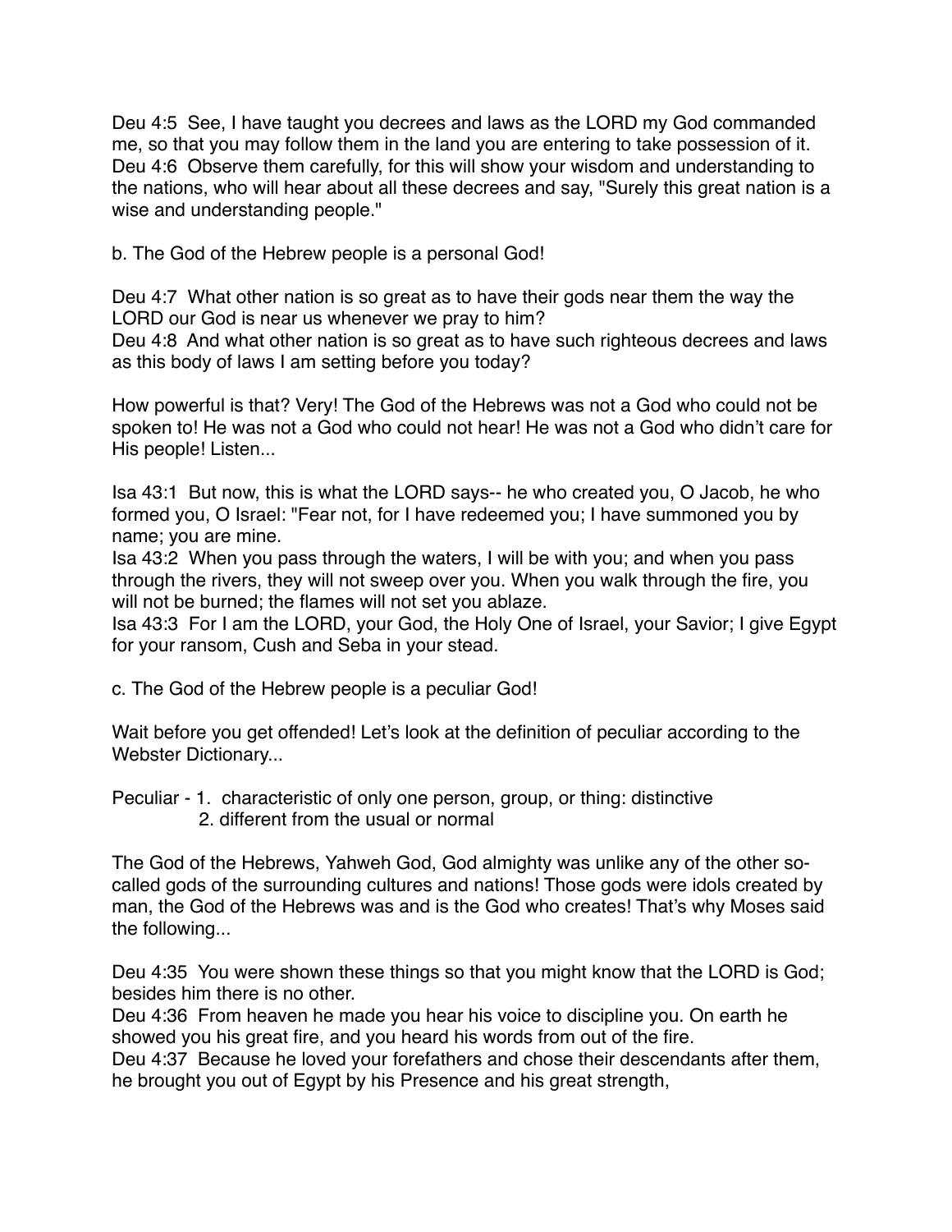Deu 4:5  See, I have taught you decrees and laws as the LORD my God commanded me, so that you may follow them in the land you are entering to take possession of it.
Deu 4:6  Observe them carefully, for this will show your wisdom and understanding to the nations, who will hear about all these decrees and say, "Surely this great nation is a wise and understanding people."

b. The God of the Hebrew people is a personal God!

Deu 4:7  What other nation is so great as to have their gods near them the way the LORD our God is near us whenever we pray to him?
Deu 4:8  And what other nation is so great as to have such righteous decrees and laws as this body of laws I am setting before you today?

How powerful is that? Very! The God of the Hebrews was not a God who could not be spoken to! He was not a God who could not hear! He was not a God who didn't care for His people! Listen...

Isa 43:1  But now, this is what the LORD says-- he who created you, O Jacob, he who formed you, O Israel: "Fear not, for I have redeemed you; I have summoned you by name; you are mine.
Isa 43:2  When you pass through the waters, I will be with you; and when you pass through the rivers, they will not sweep over you. When you walk through the fire, you will not be burned; the flames will not set you ablaze.
Isa 43:3  For I am the LORD, your God, the Holy One of Israel, your Savior; I give Egypt for your ransom, Cush and Seba in your stead.

c. The God of the Hebrew people is a peculiar God!

Wait before you get offended! Let's look at the definition of peculiar according to the Webster Dictionary...

Peculiar - 1. characteristic of only one person, group, or thing: distinctive
2. different from the usual or normal

The God of the Hebrews, Yahweh God, God almighty was unlike any of the other so-called gods of the surrounding cultures and nations! Those gods were idols created by man, the God of the Hebrews was and is the God who creates! That's why Moses said the following...

Deu 4:35  You were shown these things so that you might know that the LORD is God; besides him there is no other.
Deu 4:36  From heaven he made you hear his voice to discipline you. On earth he showed you his great fire, and you heard his words from out of the fire.
Deu 4:37  Because he loved your forefathers and chose their descendants after them, he brought you out of Egypt by his Presence and his great strength,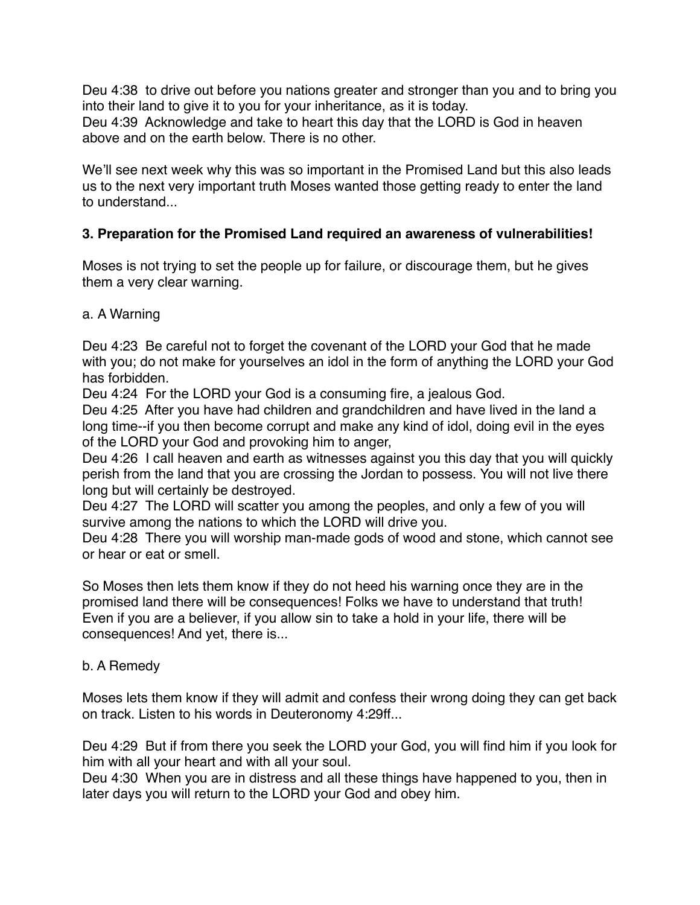Deu 4:38 to drive out before you nations greater and stronger than you and to bring you into their land to give it to you for your inheritance, as it is today.
Deu 4:39 Acknowledge and take to heart this day that the LORD is God in heaven above and on the earth below. There is no other.

We'll see next week why this was so important in the Promised Land but this also leads us to the next very important truth Moses wanted those getting ready to enter the land to understand...

**3. Preparation for the Promised Land required an awareness of vulnerabilities!**

Moses is not trying to set the people up for failure, or discourage them, but he gives them a very clear warning.

a. A Warning

Deu 4:23 Be careful not to forget the covenant of the LORD your God that he made with you; do not make for yourselves an idol in the form of anything the LORD your God has forbidden.
Deu 4:24 For the LORD your God is a consuming fire, a jealous God.
Deu 4:25 After you have had children and grandchildren and have lived in the land a long time--if you then become corrupt and make any kind of idol, doing evil in the eyes of the LORD your God and provoking him to anger,
Deu 4:26 I call heaven and earth as witnesses against you this day that you will quickly perish from the land that you are crossing the Jordan to possess. You will not live there long but will certainly be destroyed.
Deu 4:27 The LORD will scatter you among the peoples, and only a few of you will survive among the nations to which the LORD will drive you.
Deu 4:28 There you will worship man-made gods of wood and stone, which cannot see or hear or eat or smell.

So Moses then lets them know if they do not heed his warning once they are in the promised land there will be consequences! Folks we have to understand that truth! Even if you are a believer, if you allow sin to take a hold in your life, there will be consequences! And yet, there is...

b. A Remedy

Moses lets them know if they will admit and confess their wrong doing they can get back on track. Listen to his words in Deuteronomy 4:29ff...

Deu 4:29 But if from there you seek the LORD your God, you will find him if you look for him with all your heart and with all your soul.
Deu 4:30 When you are in distress and all these things have happened to you, then in later days you will return to the LORD your God and obey him.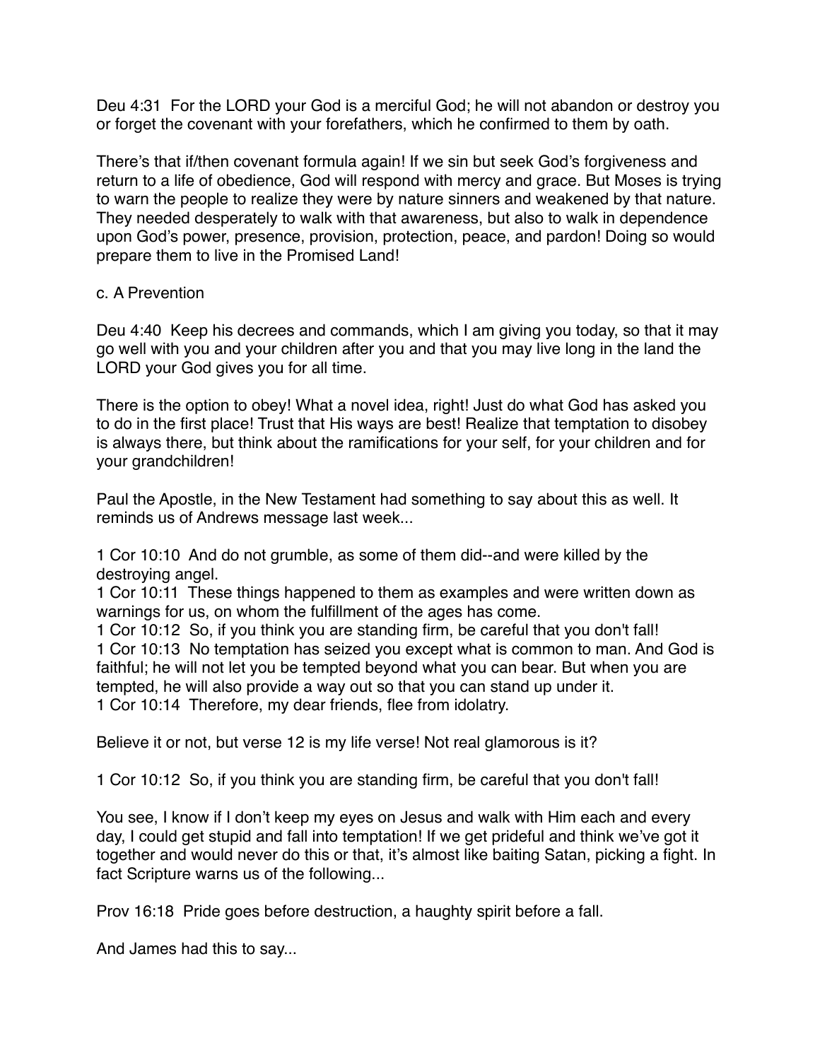Deu 4:31  For the LORD your God is a merciful God; he will not abandon or destroy you or forget the covenant with your forefathers, which he confirmed to them by oath.

There's that if/then covenant formula again! If we sin but seek God's forgiveness and return to a life of obedience, God will respond with mercy and grace. But Moses is trying to warn the people to realize they were by nature sinners and weakened by that nature. They needed desperately to walk with that awareness, but also to walk in dependence upon God's power, presence, provision, protection, peace, and pardon! Doing so would prepare them to live in the Promised Land!

c. A Prevention

Deu 4:40  Keep his decrees and commands, which I am giving you today, so that it may go well with you and your children after you and that you may live long in the land the LORD your God gives you for all time.

There is the option to obey! What a novel idea, right! Just do what God has asked you to do in the first place! Trust that His ways are best! Realize that temptation to disobey is always there, but think about the ramifications for your self, for your children and for your grandchildren!

Paul the Apostle, in the New Testament had something to say about this as well. It reminds us of Andrews message last week...

1 Cor 10:10  And do not grumble, as some of them did--and were killed by the destroying angel.
1 Cor 10:11  These things happened to them as examples and were written down as warnings for us, on whom the fulfillment of the ages has come.
1 Cor 10:12  So, if you think you are standing firm, be careful that you don't fall!
1 Cor 10:13  No temptation has seized you except what is common to man. And God is faithful; he will not let you be tempted beyond what you can bear. But when you are tempted, he will also provide a way out so that you can stand up under it.
1 Cor 10:14  Therefore, my dear friends, flee from idolatry.

Believe it or not, but verse 12 is my life verse! Not real glamorous is it?

1 Cor 10:12  So, if you think you are standing firm, be careful that you don't fall!

You see, I know if I don't keep my eyes on Jesus and walk with Him each and every day, I could get stupid and fall into temptation! If we get prideful and think we've got it together and would never do this or that, it's almost like baiting Satan, picking a fight. In fact Scripture warns us of the following...

Prov 16:18  Pride goes before destruction, a haughty spirit before a fall.

And James had this to say...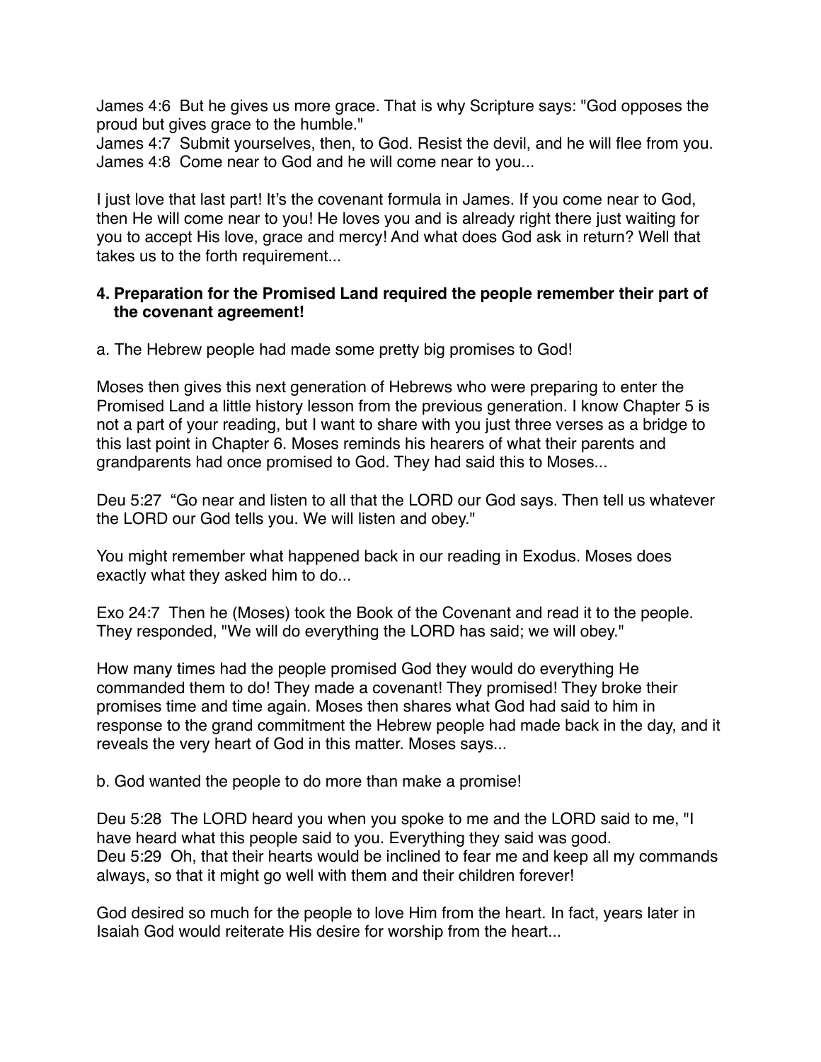James 4:6  But he gives us more grace. That is why Scripture says: "God opposes the proud but gives grace to the humble."
James 4:7  Submit yourselves, then, to God. Resist the devil, and he will flee from you.
James 4:8  Come near to God and he will come near to you...

I just love that last part! It's the covenant formula in James. If you come near to God, then He will come near to you! He loves you and is already right there just waiting for you to accept His love, grace and mercy! And what does God ask in return? Well that takes us to the forth requirement...

**4. Preparation for the Promised Land required the people remember their part of the covenant agreement!**

a. The Hebrew people had made some pretty big promises to God!

Moses then gives this next generation of Hebrews who were preparing to enter the Promised Land a little history lesson from the previous generation. I know Chapter 5 is not a part of your reading, but I want to share with you just three verses as a bridge to this last point in Chapter 6. Moses reminds his hearers of what their parents and grandparents had once promised to God. They had said this to Moses...

Deu 5:27  "Go near and listen to all that the LORD our God says. Then tell us whatever the LORD our God tells you. We will listen and obey."

You might remember what happened back in our reading in Exodus. Moses does exactly what they asked him to do...

Exo 24:7  Then he (Moses) took the Book of the Covenant and read it to the people. They responded, "We will do everything the LORD has said; we will obey."

How many times had the people promised God they would do everything He commanded them to do! They made a covenant! They promised! They broke their promises time and time again. Moses then shares what God had said to him in response to the grand commitment the Hebrew people had made back in the day, and it reveals the very heart of God in this matter. Moses says...

b. God wanted the people to do more than make a promise!

Deu 5:28  The LORD heard you when you spoke to me and the LORD said to me, "I have heard what this people said to you. Everything they said was good.
Deu 5:29  Oh, that their hearts would be inclined to fear me and keep all my commands always, so that it might go well with them and their children forever!

God desired so much for the people to love Him from the heart. In fact, years later in Isaiah God would reiterate His desire for worship from the heart...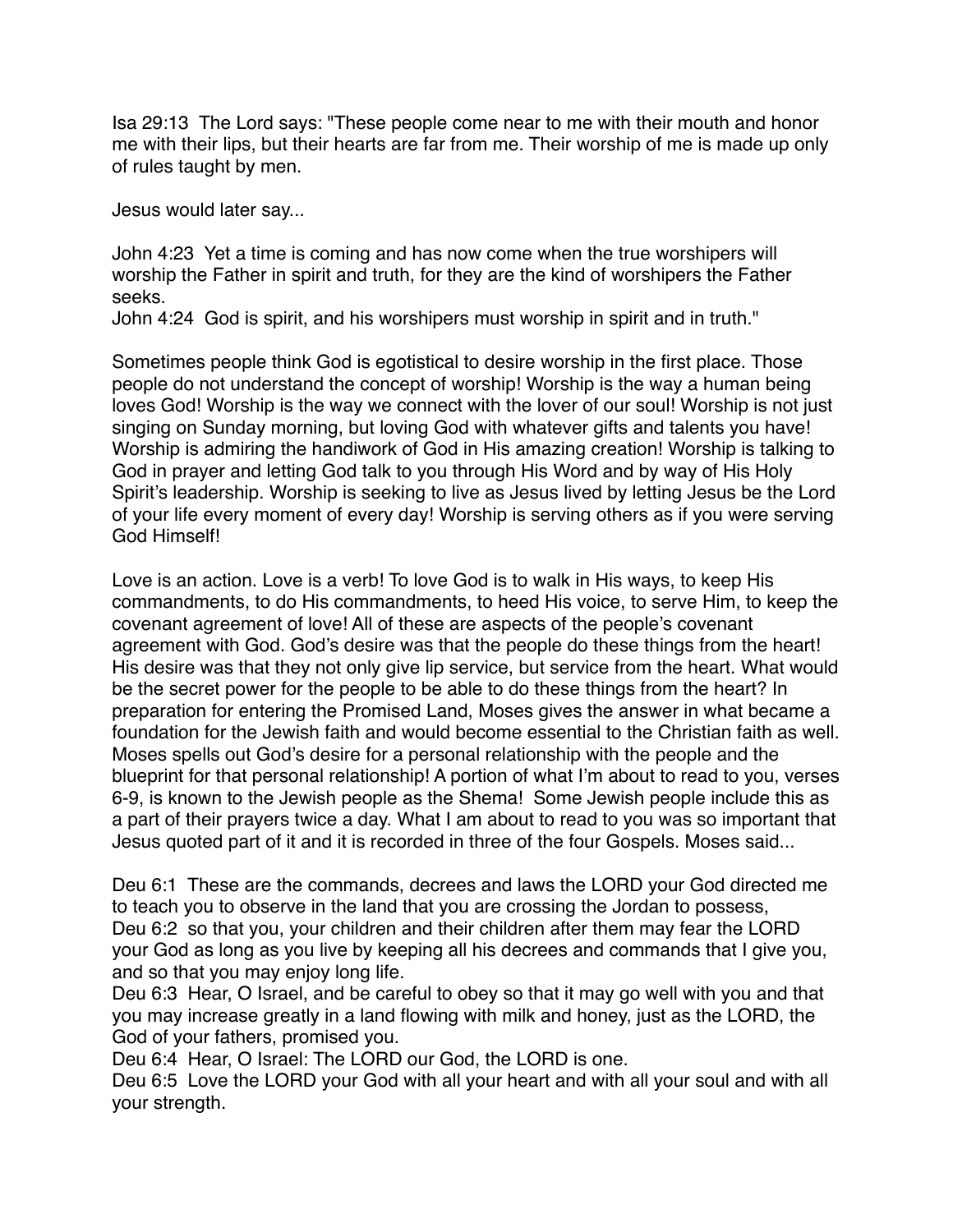Isa 29:13  The Lord says: "These people come near to me with their mouth and honor me with their lips, but their hearts are far from me. Their worship of me is made up only of rules taught by men.

Jesus would later say...

John 4:23  Yet a time is coming and has now come when the true worshipers will worship the Father in spirit and truth, for they are the kind of worshipers the Father seeks.
John 4:24  God is spirit, and his worshipers must worship in spirit and in truth."

Sometimes people think God is egotistical to desire worship in the first place. Those people do not understand the concept of worship! Worship is the way a human being loves God! Worship is the way we connect with the lover of our soul! Worship is not just singing on Sunday morning, but loving God with whatever gifts and talents you have! Worship is admiring the handiwork of God in His amazing creation! Worship is talking to God in prayer and letting God talk to you through His Word and by way of His Holy Spirit's leadership. Worship is seeking to live as Jesus lived by letting Jesus be the Lord of your life every moment of every day! Worship is serving others as if you were serving God Himself!

Love is an action. Love is a verb! To love God is to walk in His ways, to keep His commandments, to do His commandments, to heed His voice, to serve Him, to keep the covenant agreement of love! All of these are aspects of the people's covenant agreement with God. God's desire was that the people do these things from the heart! His desire was that they not only give lip service, but service from the heart. What would be the secret power for the people to be able to do these things from the heart? In preparation for entering the Promised Land, Moses gives the answer in what became a foundation for the Jewish faith and would become essential to the Christian faith as well. Moses spells out God's desire for a personal relationship with the people and the blueprint for that personal relationship! A portion of what I'm about to read to you, verses 6-9, is known to the Jewish people as the Shema! Some Jewish people include this as a part of their prayers twice a day. What I am about to read to you was so important that Jesus quoted part of it and it is recorded in three of the four Gospels. Moses said...

Deu 6:1  These are the commands, decrees and laws the LORD your God directed me to teach you to observe in the land that you are crossing the Jordan to possess,
Deu 6:2  so that you, your children and their children after them may fear the LORD your God as long as you live by keeping all his decrees and commands that I give you, and so that you may enjoy long life.
Deu 6:3  Hear, O Israel, and be careful to obey so that it may go well with you and that you may increase greatly in a land flowing with milk and honey, just as the LORD, the God of your fathers, promised you.
Deu 6:4  Hear, O Israel: The LORD our God, the LORD is one.
Deu 6:5  Love the LORD your God with all your heart and with all your soul and with all your strength.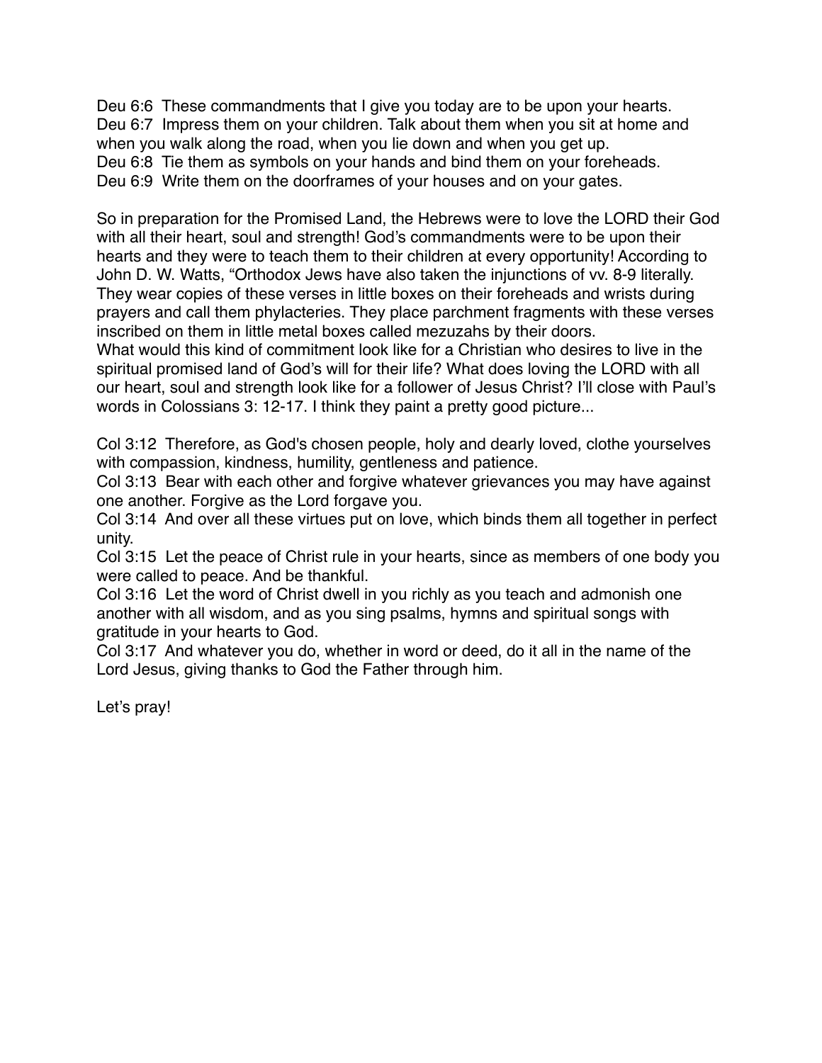Deu 6:6 These commandments that I give you today are to be upon your hearts.
Deu 6:7 Impress them on your children. Talk about them when you sit at home and when you walk along the road, when you lie down and when you get up.
Deu 6:8 Tie them as symbols on your hands and bind them on your foreheads.
Deu 6:9 Write them on the doorframes of your houses and on your gates.

So in preparation for the Promised Land, the Hebrews were to love the LORD their God with all their heart, soul and strength! God's commandments were to be upon their hearts and they were to teach them to their children at every opportunity! According to John D. W. Watts, "Orthodox Jews have also taken the injunctions of vv. 8-9 literally. They wear copies of these verses in little boxes on their foreheads and wrists during prayers and call them phylacteries. They place parchment fragments with these verses inscribed on them in little metal boxes called mezuzahs by their doors.
What would this kind of commitment look like for a Christian who desires to live in the spiritual promised land of God's will for their life? What does loving the LORD with all our heart, soul and strength look like for a follower of Jesus Christ? I'll close with Paul's words in Colossians 3: 12-17. I think they paint a pretty good picture...

Col 3:12 Therefore, as God's chosen people, holy and dearly loved, clothe yourselves with compassion, kindness, humility, gentleness and patience.
Col 3:13 Bear with each other and forgive whatever grievances you may have against one another. Forgive as the Lord forgave you.
Col 3:14 And over all these virtues put on love, which binds them all together in perfect unity.
Col 3:15 Let the peace of Christ rule in your hearts, since as members of one body you were called to peace. And be thankful.
Col 3:16 Let the word of Christ dwell in you richly as you teach and admonish one another with all wisdom, and as you sing psalms, hymns and spiritual songs with gratitude in your hearts to God.
Col 3:17 And whatever you do, whether in word or deed, do it all in the name of the Lord Jesus, giving thanks to God the Father through him.

Let's pray!